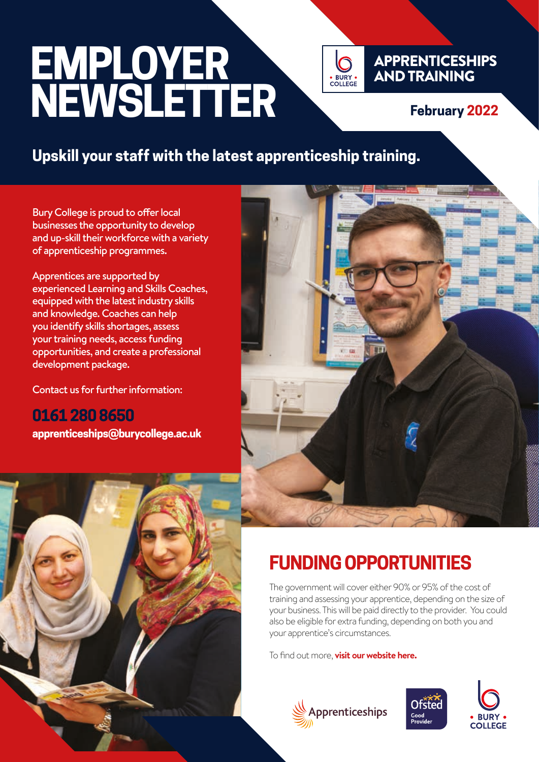# EMPLOYER NEWSLETTER

**APPRENTICESHIPS AND TRAINING**

**February 2022**

## Upskill your staff with the latest apprenticeship training.

Bury College is proud to offer local businesses the opportunity to develop and up-skill their workforce with a variety of apprenticeship programmes.

Apprentices are supported by experienced Learning and Skills Coaches, equipped with the latest industry skills and knowledge. Coaches can help you identify skills shortages, assess your training needs, access funding opportunities, and create a professional development package.

Contact us for further information:

**0161 280 8650**

**apprenticeships@burycollege.ac.uk**

## FUNDING OPPORTUNITIES

The government will cover either 90% or 95% of the cost of training and assessing your apprentice, depending on the size of your business. This will be paid directly to the provider. You could also be eligible for extra funding, depending on both you and your apprentice's circumstances.

To find out more, **visit our website here.**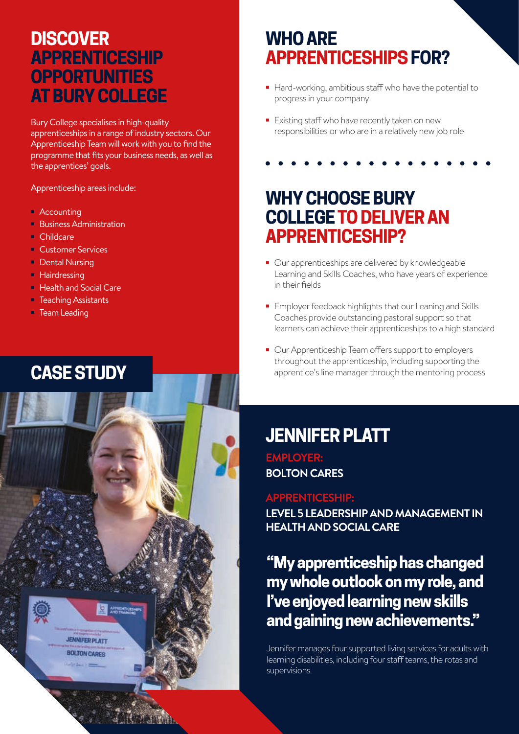# DISCOVER APPRENTICESHIP OPPORTUNITIES AT BURY COLLEGE

Bury College specialises in high-quality apprenticeships in a range of industry sectors. Our Apprenticeship Team will work with you to find the programme that fits your business needs, as well as the apprentices' goals.

Apprenticeship areas include:

- Accounting
- Business Administration
- Childcare
- Customer Services
- Dental Nursing
- Hairdressing
- Health and Social Care
- Teaching Assistants
- Team Leading

# WHO ARE APPRENTICESHIPS FOR?

- Hard-working, ambitious staff who have the potential to progress in your company
- Existing staff who have recently taken on new responsibilities or who are in a relatively new job role

# WHY CHOOSE BURY COLLEGE TO DELIVER AN APPRENTICESHIP?

- Our apprenticeships are delivered by knowledgeable Learning and Skills Coaches, who have years of experience in their fields
- Employer feedback highlights that our Leaning and Skills Coaches provide outstanding pastoral support so that learners can achieve their apprenticeships to a high standard
- Our Apprenticeship Team offers support to employers throughout the apprenticeship, including supporting the apprentice's line manager through the mentoring process

## CASE STUDY

## JENNIFER PLATT

**EMPLOYER:**
**BOLTON CARES**

**APPRENTICESHIP:**
**LEVEL 5 LEADERSHIP AND MANAGEMENT IN HEALTH AND SOCIAL CARE**

**"My apprenticeship has changed my whole outlook on my role, and I've enjoyed learning new skills and gaining new achievements."**

Jennifer manages four supported living services for adults with learning disabilities, including four staff teams, the rotas and supervisions.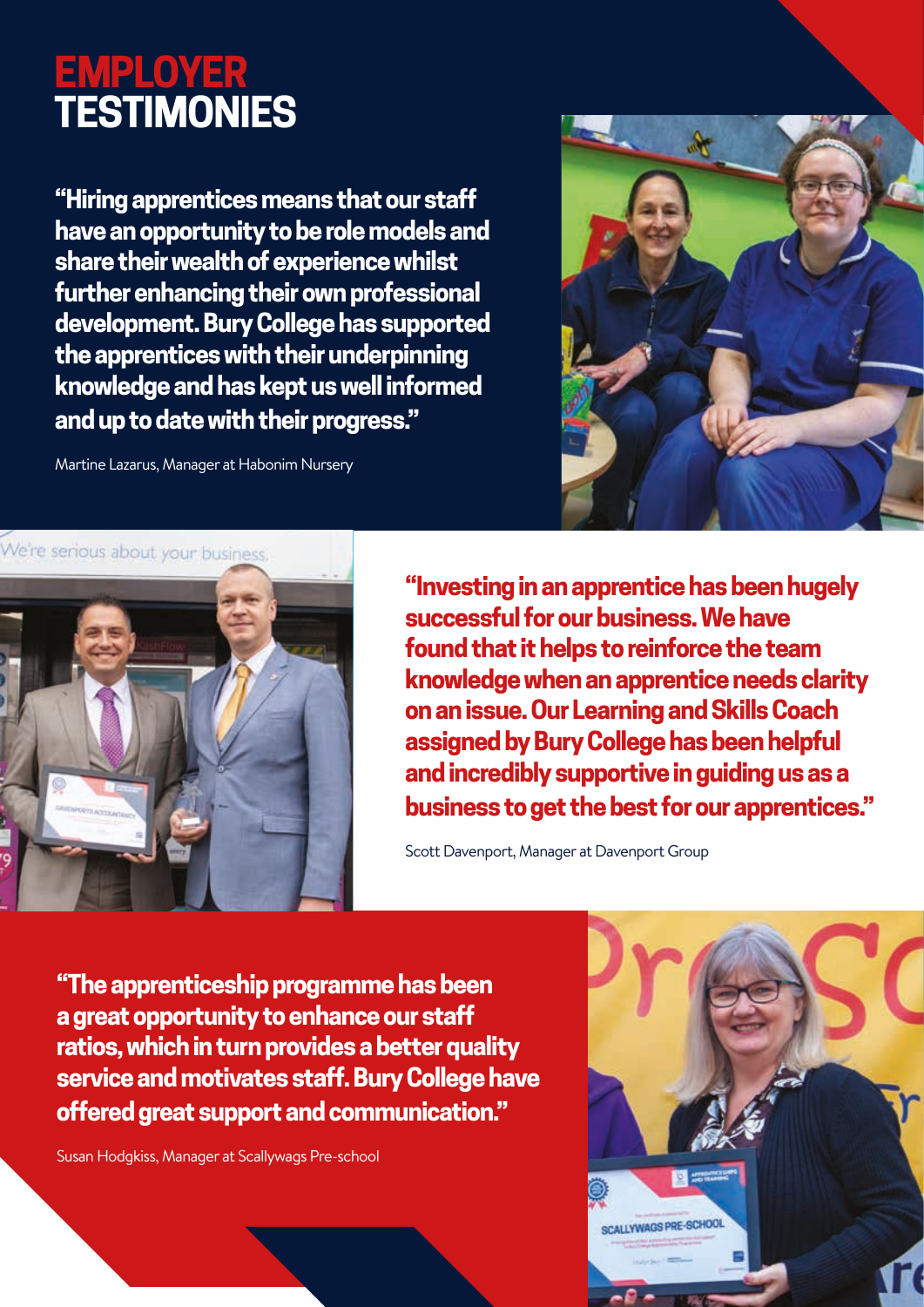# EMPLOYER TESTIMONIES

**"Hiring apprentices means that our staff have an opportunity to be role models and share their wealth of experience whilst further enhancing their own professional development. Bury College has supported the apprentices with their underpinning knowledge and has kept us well informed and up to date with their progress."**

Martine Lazarus, Manager at Habonim Nursery

**"Investing in an apprentice has been hugely successful for our business. We have found that it helps to reinforce the team knowledge when an apprentice needs clarity on an issue. Our Learning and Skills Coach assigned by Bury College has been helpful and incredibly supportive in guiding us as a business to get the best for our apprentices."**

Scott Davenport, Manager at Davenport Group

**"The apprenticeship programme has been a great opportunity to enhance our staff ratios, which in turn provides a better quality service and motivates staff. Bury College have offered great support and communication."**

Susan Hodgkiss, Manager at Scallywags Pre-school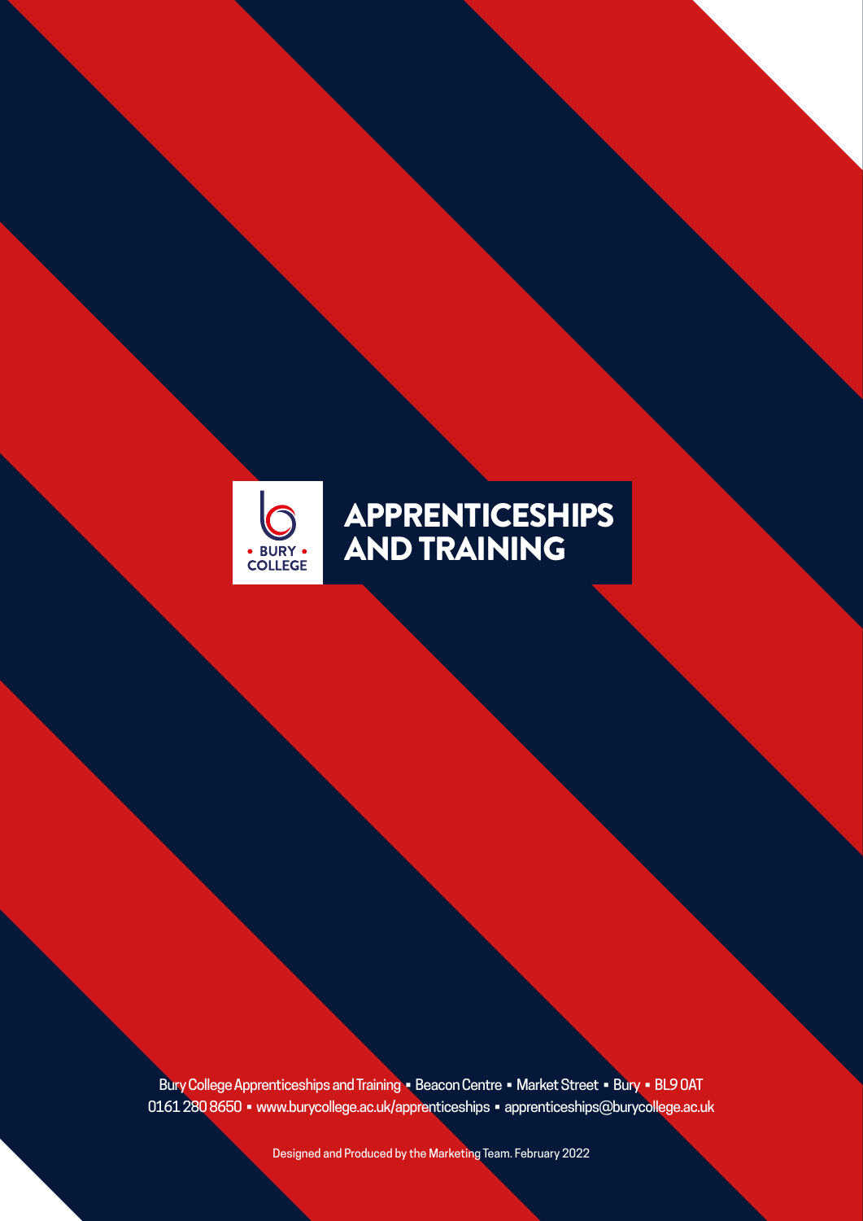• BURY •
COLLEGE

# APPRENTICESHIPS AND TRAINING

Bury College Apprenticeships and Training • Beacon Centre • Market Street • Bury • BL9 0AT
0161 280 8650 • www.burycollege.ac.uk/apprenticeships • apprenticeships@burycollege.ac.uk

Designed and Produced by the Marketing Team. February 2022